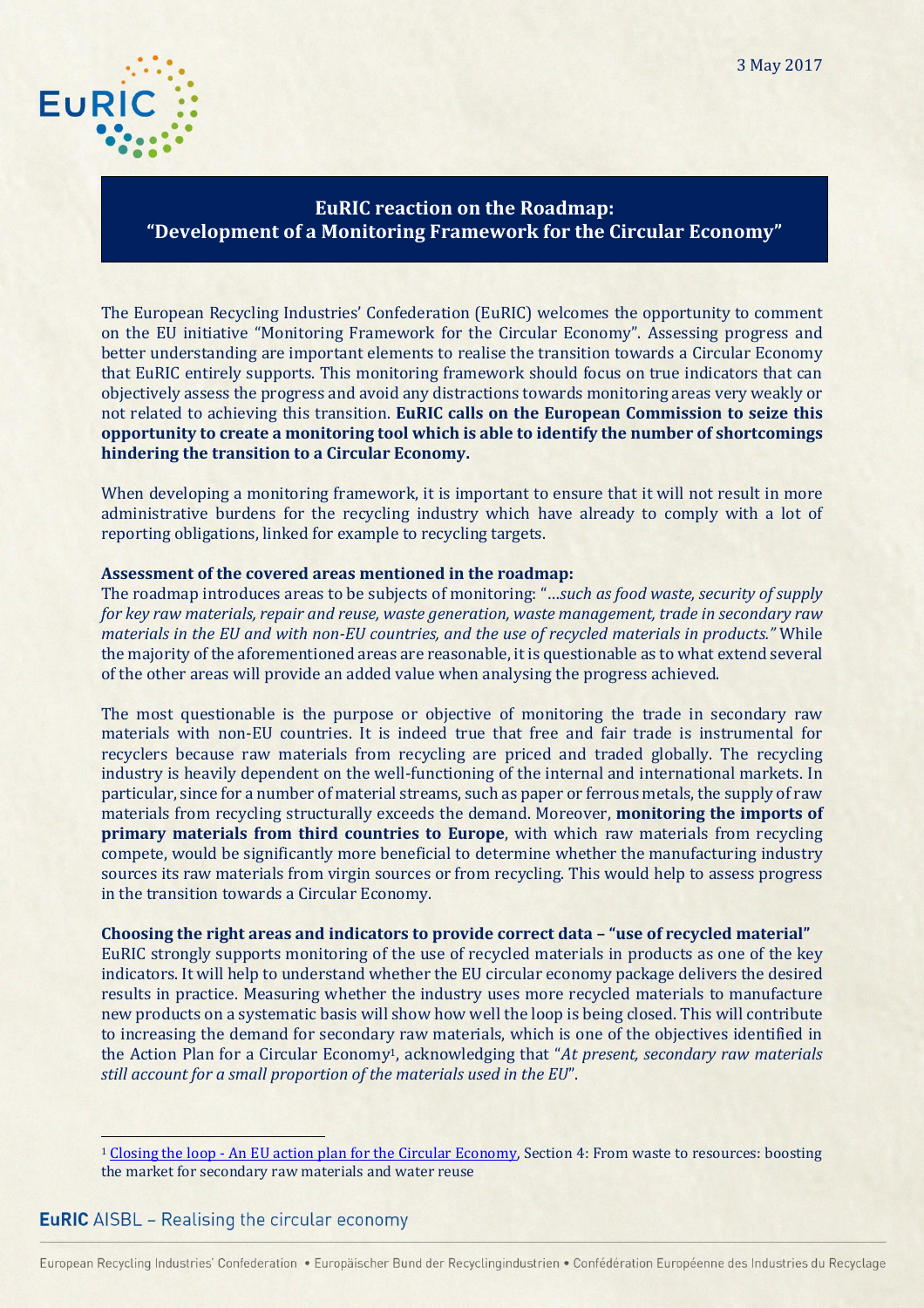3 May 2017

# EuRIC reaction on the Roadmap: "Development of a Monitoring Framework for the Circular Economy"

The European Recycling Industries' Confederation (EuRIC) welcomes the opportunity to comment on the EU initiative "Monitoring Framework for the Circular Economy". Assessing progress and better understanding are important elements to realise the transition towards a Circular Economy that EuRIC entirely supports. This monitoring framework should focus on true indicators that can objectively assess the progress and avoid any distractions towards monitoring areas very weakly or not related to achieving this transition. **EuRIC calls on the European Commission to seize this opportunity to create a monitoring tool which is able to identify the number of shortcomings hindering the transition to a Circular Economy.**

When developing a monitoring framework, it is important to ensure that it will not result in more administrative burdens for the recycling industry which have already to comply with a lot of reporting obligations, linked for example to recycling targets.

**Assessment of the covered areas mentioned in the roadmap:**

The roadmap introduces areas to be subjects of monitoring: "…*such as food waste, security of supply for key raw materials, repair and reuse, waste generation, waste management, trade in secondary raw materials in the EU and with non-EU countries, and the use of recycled materials in products."* While the majority of the aforementioned areas are reasonable, it is questionable as to what extend several of the other areas will provide an added value when analysing the progress achieved.

The most questionable is the purpose or objective of monitoring the trade in secondary raw materials with non-EU countries. It is indeed true that free and fair trade is instrumental for recyclers because raw materials from recycling are priced and traded globally. The recycling industry is heavily dependent on the well-functioning of the internal and international markets. In particular, since for a number of material streams, such as paper or ferrous metals, the supply of raw materials from recycling structurally exceeds the demand. Moreover, **monitoring the imports of primary materials from third countries to Europe**, with which raw materials from recycling compete, would be significantly more beneficial to determine whether the manufacturing industry sources its raw materials from virgin sources or from recycling. This would help to assess progress in the transition towards a Circular Economy.

**Choosing the right areas and indicators to provide correct data – "use of recycled material"**

EuRIC strongly supports monitoring of the use of recycled materials in products as one of the key indicators. It will help to understand whether the EU circular economy package delivers the desired results in practice. Measuring whether the industry uses more recycled materials to manufacture new products on a systematic basis will show how well the loop is being closed. This will contribute to increasing the demand for secondary raw materials, which is one of the objectives identified in the Action Plan for a Circular Economy[1], acknowledging that "*At present, secondary raw materials still account for a small proportion of the materials used in the EU*".

[1] Closing the loop - An EU action plan for the Circular Economy, Section 4: From waste to resources: boosting the market for secondary raw materials and water reuse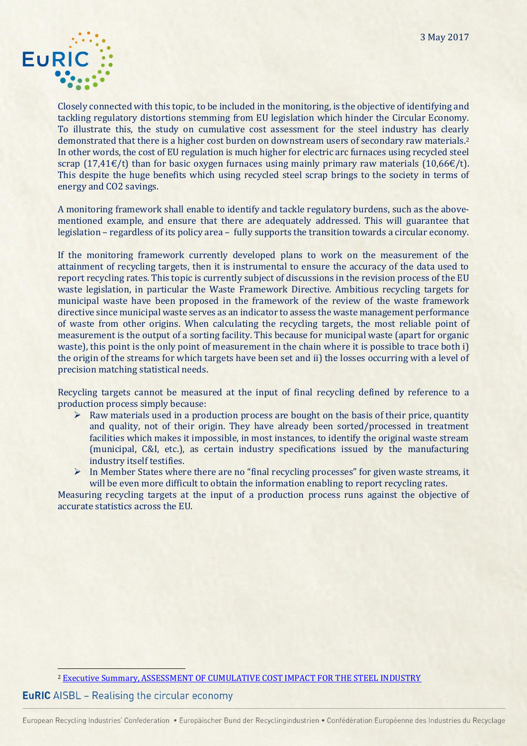Closely connected with this topic, to be included in the monitoring, is the objective of identifying and tackling regulatory distortions stemming from EU legislation which hinder the Circular Economy. To illustrate this, the study on cumulative cost assessment for the steel industry has clearly demonstrated that there is a higher cost burden on downstream users of secondary raw materials.[2] In other words, the cost of EU regulation is much higher for electric arc furnaces using recycled steel scrap (17,41€/t) than for basic oxygen furnaces using mainly primary raw materials (10,66€/t). This despite the huge benefits which using recycled steel scrap brings to the society in terms of energy and $CO_2$ savings.

A monitoring framework shall enable to identify and tackle regulatory burdens, such as the above-mentioned example, and ensure that there are adequately addressed. This will guarantee that legislation – regardless of its policy area – fully supports the transition towards a circular economy.

If the monitoring framework currently developed plans to work on the measurement of the attainment of recycling targets, then it is instrumental to ensure the accuracy of the data used to report recycling rates. This topic is currently subject of discussions in the revision process of the EU waste legislation, in particular the Waste Framework Directive. Ambitious recycling targets for municipal waste have been proposed in the framework of the review of the waste framework directive since municipal waste serves as an indicator to assess the waste management performance of waste from other origins. When calculating the recycling targets, the most reliable point of measurement is the output of a sorting facility. This because for municipal waste (apart for organic waste), this point is the only point of measurement in the chain where it is possible to trace both i) the origin of the streams for which targets have been set and ii) the losses occurring with a level of precision matching statistical needs.

Recycling targets cannot be measured at the input of final recycling defined by reference to a production process simply because:

- Raw materials used in a production process are bought on the basis of their price, quantity and quality, not of their origin. They have already been sorted/processed in treatment facilities which makes it impossible, in most instances, to identify the original waste stream (municipal, C&I, etc.), as certain industry specifications issued by the manufacturing industry itself testifies.
- In Member States where there are no "final recycling processes" for given waste streams, it will be even more difficult to obtain the information enabling to report recycling rates.

Measuring recycling targets at the input of a production process runs against the objective of accurate statistics across the EU.

[2] Executive Summary, ASSESSMENT OF CUMULATIVE COST IMPACT FOR THE STEEL INDUSTRY